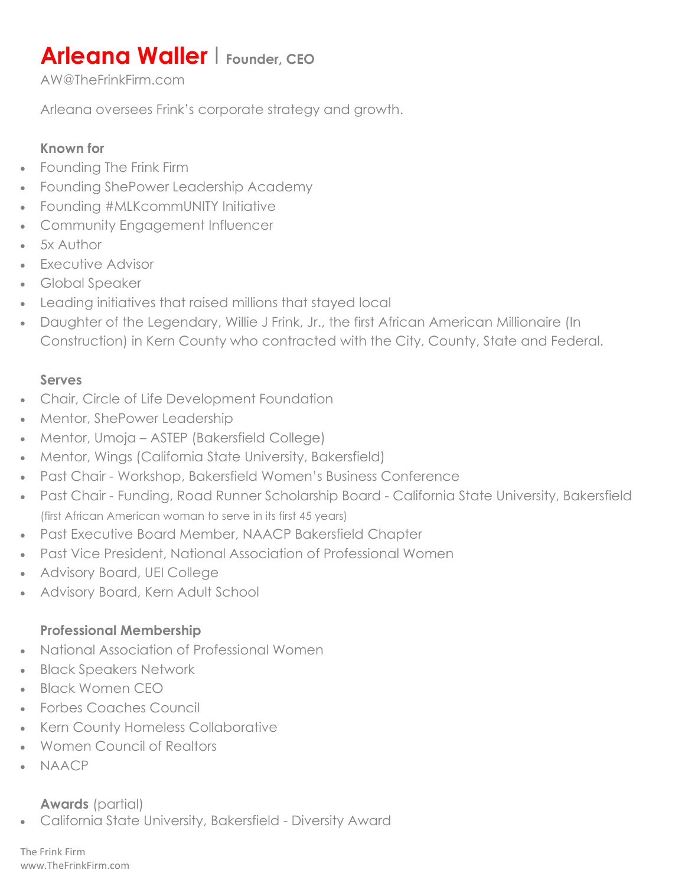# Arleana Waller | Founder, CEO

AW@TheFrinkFirm.com

Arleana oversees Frink's corporate strategy and growth.

**Known for**

- Founding The Frink Firm
- Founding ShePower Leadership Academy
- Founding #MLKcommUNITY Initiative
- Community Engagement Influencer
- 5x Author
- Executive Advisor
- Global Speaker
- Leading initiatives that raised millions that stayed local
- Daughter of the Legendary, Willie J Frink, Jr., the first African American Millionaire (In Construction) in Kern County who contracted with the City, County, State and Federal.

**Serves**

- Chair, Circle of Life Development Foundation
- Mentor, ShePower Leadership
- Mentor, Umoja – ASTEP (Bakersfield College)
- Mentor, Wings (California State University, Bakersfield)
- Past Chair - Workshop, Bakersfield Women's Business Conference
- Past Chair - Funding, Road Runner Scholarship Board - California State University, Bakersfield (first African American woman to serve in its first 45 years)
- Past Executive Board Member, NAACP Bakersfield Chapter
- Past Vice President, National Association of Professional Women
- Advisory Board, UEI College
- Advisory Board, Kern Adult School

**Professional Membership**

- National Association of Professional Women
- Black Speakers Network
- Black Women CEO
- Forbes Coaches Council
- Kern County Homeless Collaborative
- Women Council of Realtors
- NAACP

**Awards** (partial)

- California State University, Bakersfield - Diversity Award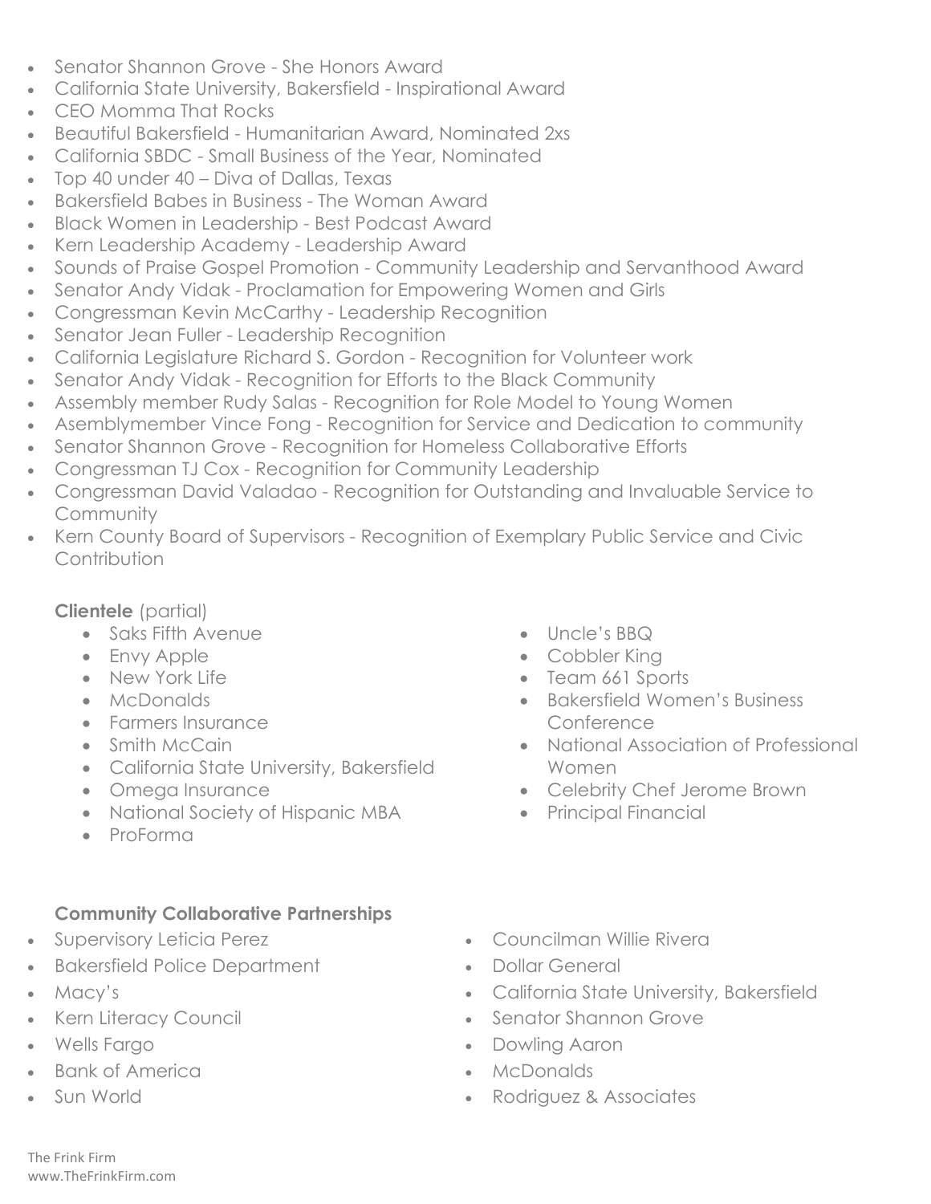- Senator Shannon Grove - She Honors Award
- California State University, Bakersfield - Inspirational Award
- CEO Momma That Rocks
- Beautiful Bakersfield - Humanitarian Award, Nominated 2xs
- California SBDC - Small Business of the Year, Nominated
- Top 40 under 40 – Diva of Dallas, Texas
- Bakersfield Babes in Business - The Woman Award
- Black Women in Leadership - Best Podcast Award
- Kern Leadership Academy - Leadership Award
- Sounds of Praise Gospel Promotion - Community Leadership and Servanthood Award
- Senator Andy Vidak - Proclamation for Empowering Women and Girls
- Congressman Kevin McCarthy - Leadership Recognition
- Senator Jean Fuller - Leadership Recognition
- California Legislature Richard S. Gordon - Recognition for Volunteer work
- Senator Andy Vidak - Recognition for Efforts to the Black Community
- Assembly member Rudy Salas - Recognition for Role Model to Young Women
- Asemblymember Vince Fong - Recognition for Service and Dedication to community
- Senator Shannon Grove - Recognition for Homeless Collaborative Efforts
- Congressman TJ Cox - Recognition for Community Leadership
- Congressman David Valadao - Recognition for Outstanding and Invaluable Service to Community
- Kern County Board of Supervisors - Recognition of Exemplary Public Service and Civic Contribution

**Clientele** (partial)

- Saks Fifth Avenue
- Envy Apple
- New York Life
- McDonalds
- Farmers Insurance
- Smith McCain
- California State University, Bakersfield
- Omega Insurance
- National Society of Hispanic MBA
- ProForma
- Uncle's BBQ
- Cobbler King
- Team 661 Sports
- Bakersfield Women's Business Conference
- National Association of Professional Women
- Celebrity Chef Jerome Brown
- Principal Financial

**Community Collaborative Partnerships**

- Supervisory Leticia Perez
- Bakersfield Police Department
- Macy's
- Kern Literacy Council
- Wells Fargo
- Bank of America
- Sun World
- Councilman Willie Rivera
- Dollar General
- California State University, Bakersfield
- Senator Shannon Grove
- Dowling Aaron
- McDonalds
- Rodriguez & Associates

The Frink Firm
www.TheFrinkFirm.com